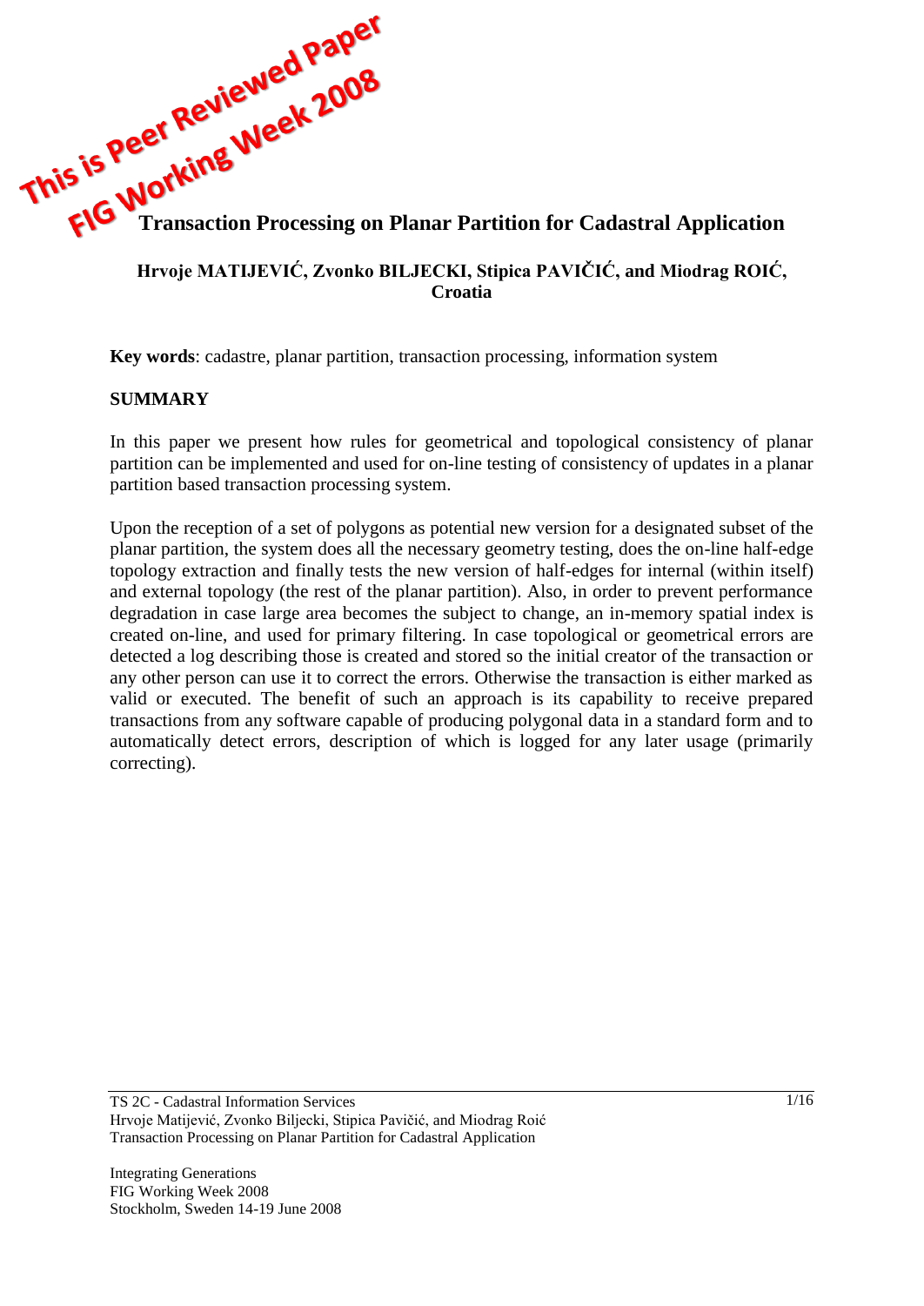This is Peer Reviewed Paper
FIG Working Week 2008

# Transaction Processing on Planar Partition for Cadastral Application

**Hrvoje MATIJEVIĆ, Zvonko BILJECKI, Stipica PAVIČIĆ, and Miodrag ROIĆ, Croatia**

**Key words**: cadastre, planar partition, transaction processing, information system

## SUMMARY

In this paper we present how rules for geometrical and topological consistency of planar partition can be implemented and used for on-line testing of consistency of updates in a planar partition based transaction processing system.

Upon the reception of a set of polygons as potential new version for a designated subset of the planar partition, the system does all the necessary geometry testing, does the on-line half-edge topology extraction and finally tests the new version of half-edges for internal (within itself) and external topology (the rest of the planar partition). Also, in order to prevent performance degradation in case large area becomes the subject to change, an in-memory spatial index is created on-line, and used for primary filtering. In case topological or geometrical errors are detected a log describing those is created and stored so the initial creator of the transaction or any other person can use it to correct the errors. Otherwise the transaction is either marked as valid or executed. The benefit of such an approach is its capability to receive prepared transactions from any software capable of producing polygonal data in a standard form and to automatically detect errors, description of which is logged for any later usage (primarily correcting).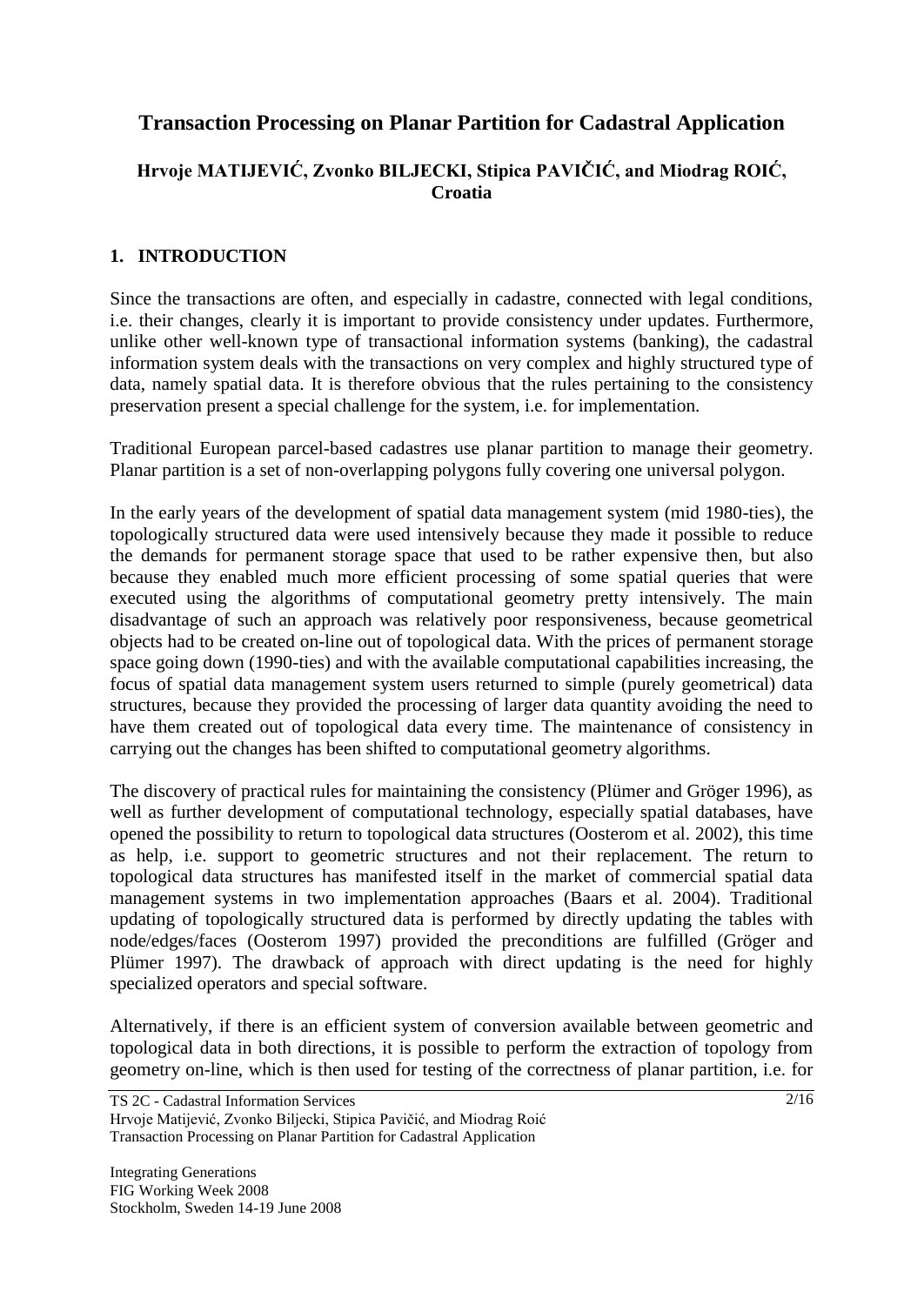# Transaction Processing on Planar Partition for Cadastral Application

### Hrvoje MATIJEVIĆ, Zvonko BILJECKI, Stipica PAVIČIĆ, and Miodrag ROIĆ, Croatia

## 1. INTRODUCTION

Since the transactions are often, and especially in cadastre, connected with legal conditions, i.e. their changes, clearly it is important to provide consistency under updates. Furthermore, unlike other well-known type of transactional information systems (banking), the cadastral information system deals with the transactions on very complex and highly structured type of data, namely spatial data. It is therefore obvious that the rules pertaining to the consistency preservation present a special challenge for the system, i.e. for implementation.

Traditional European parcel-based cadastres use planar partition to manage their geometry. Planar partition is a set of non-overlapping polygons fully covering one universal polygon.

In the early years of the development of spatial data management system (mid 1980-ties), the topologically structured data were used intensively because they made it possible to reduce the demands for permanent storage space that used to be rather expensive then, but also because they enabled much more efficient processing of some spatial queries that were executed using the algorithms of computational geometry pretty intensively. The main disadvantage of such an approach was relatively poor responsiveness, because geometrical objects had to be created on-line out of topological data. With the prices of permanent storage space going down (1990-ties) and with the available computational capabilities increasing, the focus of spatial data management system users returned to simple (purely geometrical) data structures, because they provided the processing of larger data quantity avoiding the need to have them created out of topological data every time. The maintenance of consistency in carrying out the changes has been shifted to computational geometry algorithms.

The discovery of practical rules for maintaining the consistency (Plümer and Gröger 1996), as well as further development of computational technology, especially spatial databases, have opened the possibility to return to topological data structures (Oosterom et al. 2002), this time as help, i.e. support to geometric structures and not their replacement. The return to topological data structures has manifested itself in the market of commercial spatial data management systems in two implementation approaches (Baars et al. 2004). Traditional updating of topologically structured data is performed by directly updating the tables with node/edges/faces (Oosterom 1997) provided the preconditions are fulfilled (Gröger and Plümer 1997). The drawback of approach with direct updating is the need for highly specialized operators and special software.

Alternatively, if there is an efficient system of conversion available between geometric and topological data in both directions, it is possible to perform the extraction of topology from geometry on-line, which is then used for testing of the correctness of planar partition, i.e. for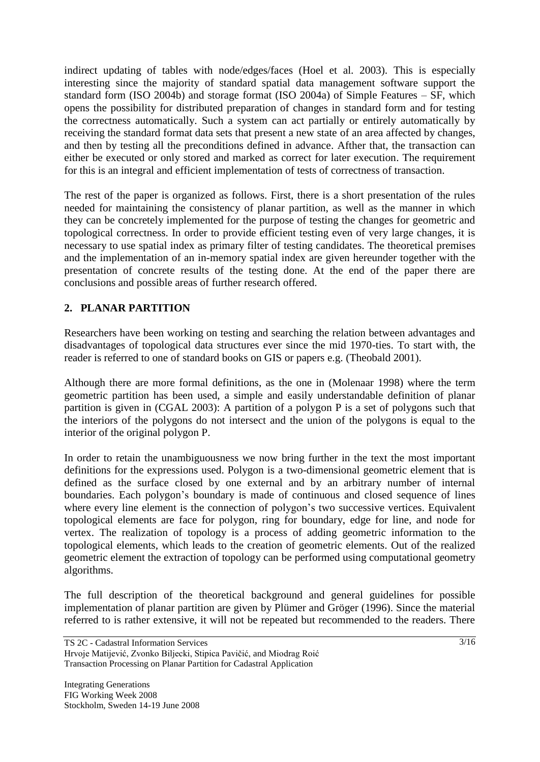indirect updating of tables with node/edges/faces (Hoel et al. 2003). This is especially interesting since the majority of standard spatial data management software support the standard form (ISO 2004b) and storage format (ISO 2004a) of Simple Features – SF, which opens the possibility for distributed preparation of changes in standard form and for testing the correctness automatically. Such a system can act partially or entirely automatically by receiving the standard format data sets that present a new state of an area affected by changes, and then by testing all the preconditions defined in advance. Afther that, the transaction can either be executed or only stored and marked as correct for later execution. The requirement for this is an integral and efficient implementation of tests of correctness of transaction.

The rest of the paper is organized as follows. First, there is a short presentation of the rules needed for maintaining the consistency of planar partition, as well as the manner in which they can be concretely implemented for the purpose of testing the changes for geometric and topological correctness. In order to provide efficient testing even of very large changes, it is necessary to use spatial index as primary filter of testing candidates. The theoretical premises and the implementation of an in-memory spatial index are given hereunder together with the presentation of concrete results of the testing done. At the end of the paper there are conclusions and possible areas of further research offered.

## 2. PLANAR PARTITION

Researchers have been working on testing and searching the relation between advantages and disadvantages of topological data structures ever since the mid 1970-ties. To start with, the reader is referred to one of standard books on GIS or papers e.g. (Theobald 2001).

Although there are more formal definitions, as the one in (Molenaar 1998) where the term geometric partition has been used, a simple and easily understandable definition of planar partition is given in (CGAL 2003): A partition of a polygon P is a set of polygons such that the interiors of the polygons do not intersect and the union of the polygons is equal to the interior of the original polygon P.

In order to retain the unambiguousness we now bring further in the text the most important definitions for the expressions used. Polygon is a two-dimensional geometric element that is defined as the surface closed by one external and by an arbitrary number of internal boundaries. Each polygon's boundary is made of continuous and closed sequence of lines where every line element is the connection of polygon's two successive vertices. Equivalent topological elements are face for polygon, ring for boundary, edge for line, and node for vertex. The realization of topology is a process of adding geometric information to the topological elements, which leads to the creation of geometric elements. Out of the realized geometric element the extraction of topology can be performed using computational geometry algorithms.

The full description of the theoretical background and general guidelines for possible implementation of planar partition are given by Plümer and Gröger (1996). Since the material referred to is rather extensive, it will not be repeated but recommended to the readers. There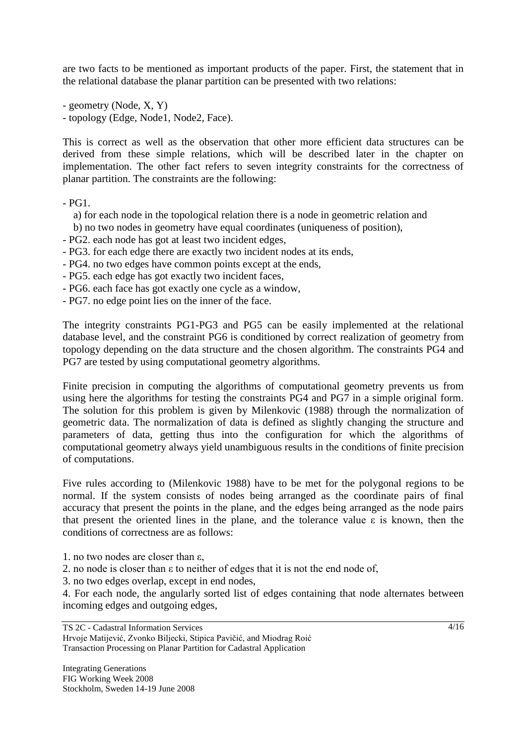are two facts to be mentioned as important products of the paper. First, the statement that in the relational database the planar partition can be presented with two relations:

- geometry (Node, X, Y)
- topology (Edge, Node1, Node2, Face).

This is correct as well as the observation that other more efficient data structures can be derived from these simple relations, which will be described later in the chapter on implementation. The other fact refers to seven integrity constraints for the correctness of planar partition. The constraints are the following:

- PG1.
  - a) for each node in the topological relation there is a node in geometric relation and
  - b) no two nodes in geometry have equal coordinates (uniqueness of position),
- PG2. each node has got at least two incident edges,
- PG3. for each edge there are exactly two incident nodes at its ends,
- PG4. no two edges have common points except at the ends,
- PG5. each edge has got exactly two incident faces,
- PG6. each face has got exactly one cycle as a window,
- PG7. no edge point lies on the inner of the face.

The integrity constraints PG1-PG3 and PG5 can be easily implemented at the relational database level, and the constraint PG6 is conditioned by correct realization of geometry from topology depending on the data structure and the chosen algorithm. The constraints PG4 and PG7 are tested by using computational geometry algorithms.

Finite precision in computing the algorithms of computational geometry prevents us from using here the algorithms for testing the constraints PG4 and PG7 in a simple original form. The solution for this problem is given by Milenkovic (1988) through the normalization of geometric data. The normalization of data is defined as slightly changing the structure and parameters of data, getting thus into the configuration for which the algorithms of computational geometry always yield unambiguous results in the conditions of finite precision of computations.

Five rules according to (Milenkovic 1988) have to be met for the polygonal regions to be normal. If the system consists of nodes being arranged as the coordinate pairs of final accuracy that present the points in the plane, and the edges being arranged as the node pairs that present the oriented lines in the plane, and the tolerance value $\varepsilon$ is known, then the conditions of correctness are as follows:

1. no two nodes are closer than $\varepsilon$,
2. no node is closer than $\varepsilon$ to neither of edges that it is not the end node of,
3. no two edges overlap, except in end nodes,
4. For each node, the angularly sorted list of edges containing that node alternates between incoming edges and outgoing edges,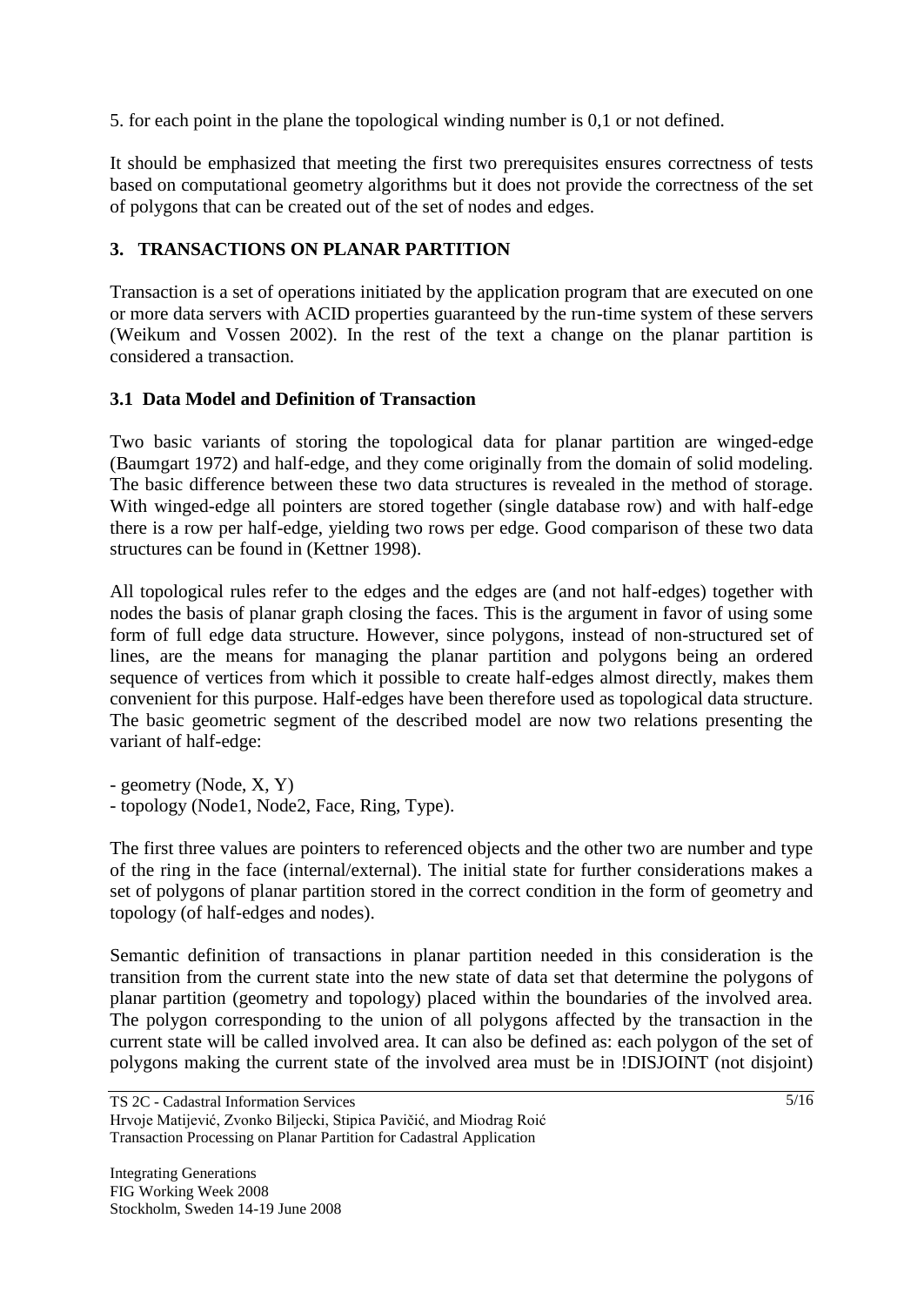5. for each point in the plane the topological winding number is 0,1 or not defined.

It should be emphasized that meeting the first two prerequisites ensures correctness of tests based on computational geometry algorithms but it does not provide the correctness of the set of polygons that can be created out of the set of nodes and edges.

## 3. TRANSACTIONS ON PLANAR PARTITION

Transaction is a set of operations initiated by the application program that are executed on one or more data servers with ACID properties guaranteed by the run-time system of these servers (Weikum and Vossen 2002). In the rest of the text a change on the planar partition is considered a transaction.

### 3.1 Data Model and Definition of Transaction

Two basic variants of storing the topological data for planar partition are winged-edge (Baumgart 1972) and half-edge, and they come originally from the domain of solid modeling. The basic difference between these two data structures is revealed in the method of storage. With winged-edge all pointers are stored together (single database row) and with half-edge there is a row per half-edge, yielding two rows per edge. Good comparison of these two data structures can be found in (Kettner 1998).

All topological rules refer to the edges and the edges are (and not half-edges) together with nodes the basis of planar graph closing the faces. This is the argument in favor of using some form of full edge data structure. However, since polygons, instead of non-structured set of lines, are the means for managing the planar partition and polygons being an ordered sequence of vertices from which it possible to create half-edges almost directly, makes them convenient for this purpose. Half-edges have been therefore used as topological data structure. The basic geometric segment of the described model are now two relations presenting the variant of half-edge:

- geometry (Node, X, Y)
- topology (Node1, Node2, Face, Ring, Type).

The first three values are pointers to referenced objects and the other two are number and type of the ring in the face (internal/external). The initial state for further considerations makes a set of polygons of planar partition stored in the correct condition in the form of geometry and topology (of half-edges and nodes).

Semantic definition of transactions in planar partition needed in this consideration is the transition from the current state into the new state of data set that determine the polygons of planar partition (geometry and topology) placed within the boundaries of the involved area. The polygon corresponding to the union of all polygons affected by the transaction in the current state will be called involved area. It can also be defined as: each polygon of the set of polygons making the current state of the involved area must be in !DISJOINT (not disjoint)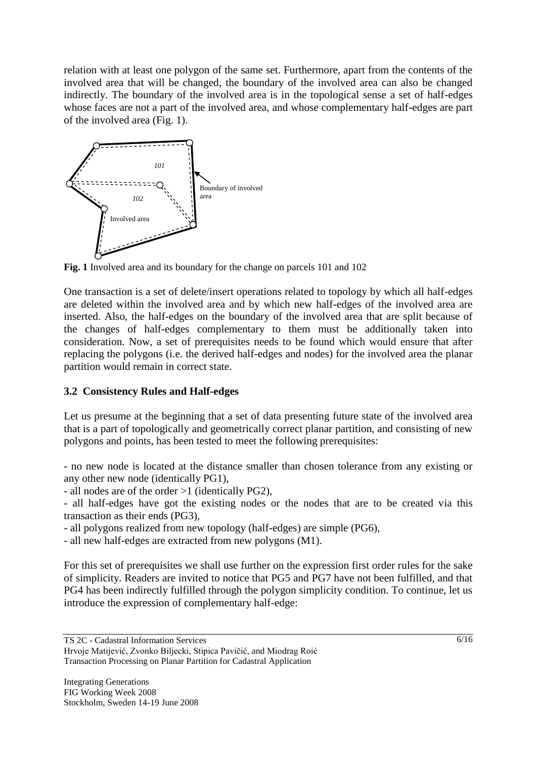relation with at least one polygon of the same set. Furthermore, apart from the contents of the involved area that will be changed, the boundary of the involved area can also be changed indirectly. The boundary of the involved area is in the topological sense a set of half-edges whose faces are not a part of the involved area, and whose complementary half-edges are part of the involved area (Fig. 1).

**Fig. 1** Involved area and its boundary for the change on parcels 101 and 102

One transaction is a set of delete/insert operations related to topology by which all half-edges are deleted within the involved area and by which new half-edges of the involved area are inserted. Also, the half-edges on the boundary of the involved area that are split because of the changes of half-edges complementary to them must be additionally taken into consideration. Now, a set of prerequisites needs to be found which would ensure that after replacing the polygons (i.e. the derived half-edges and nodes) for the involved area the planar partition would remain in correct state.

### 3.2 Consistency Rules and Half-edges

Let us presume at the beginning that a set of data presenting future state of the involved area that is a part of topologically and geometrically correct planar partition, and consisting of new polygons and points, has been tested to meet the following prerequisites:

- no new node is located at the distance smaller than chosen tolerance from any existing or any other new node (identically PG1),
- all nodes are of the order >1 (identically PG2),
- all half-edges have got the existing nodes or the nodes that are to be created via this transaction as their ends (PG3),
- all polygons realized from new topology (half-edges) are simple (PG6),
- all new half-edges are extracted from new polygons (M1).

For this set of prerequisites we shall use further on the expression first order rules for the sake of simplicity. Readers are invited to notice that PG5 and PG7 have not been fulfilled, and that PG4 has been indirectly fulfilled through the polygon simplicity condition. To continue, let us introduce the expression of complementary half-edge: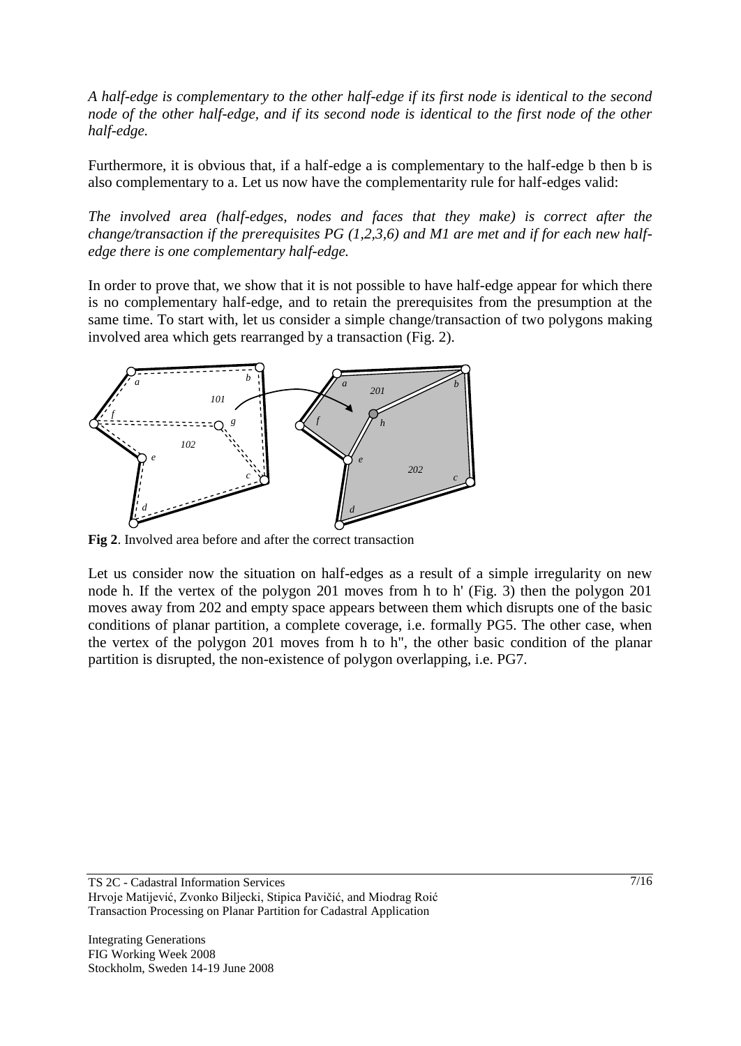*A half-edge is complementary to the other half-edge if its first node is identical to the second node of the other half-edge, and if its second node is identical to the first node of the other half-edge.*

Furthermore, it is obvious that, if a half-edge a is complementary to the half-edge b then b is also complementary to a. Let us now have the complementarity rule for half-edges valid:

*The involved area (half-edges, nodes and faces that they make) is correct after the change/transaction if the prerequisites PG (1,2,3,6) and M1 are met and if for each new half-edge there is one complementary half-edge.*

In order to prove that, we show that it is not possible to have half-edge appear for which there is no complementary half-edge, and to retain the prerequisites from the presumption at the same time. To start with, let us consider a simple change/transaction of two polygons making involved area which gets rearranged by a transaction (Fig. 2).

**Fig 2**. Involved area before and after the correct transaction

Let us consider now the situation on half-edges as a result of a simple irregularity on new node h. If the vertex of the polygon 201 moves from h to h' (Fig. 3) then the polygon 201 moves away from 202 and empty space appears between them which disrupts one of the basic conditions of planar partition, a complete coverage, i.e. formally PG5. The other case, when the vertex of the polygon 201 moves from h to h'', the other basic condition of the planar partition is disrupted, the non-existence of polygon overlapping, i.e. PG7.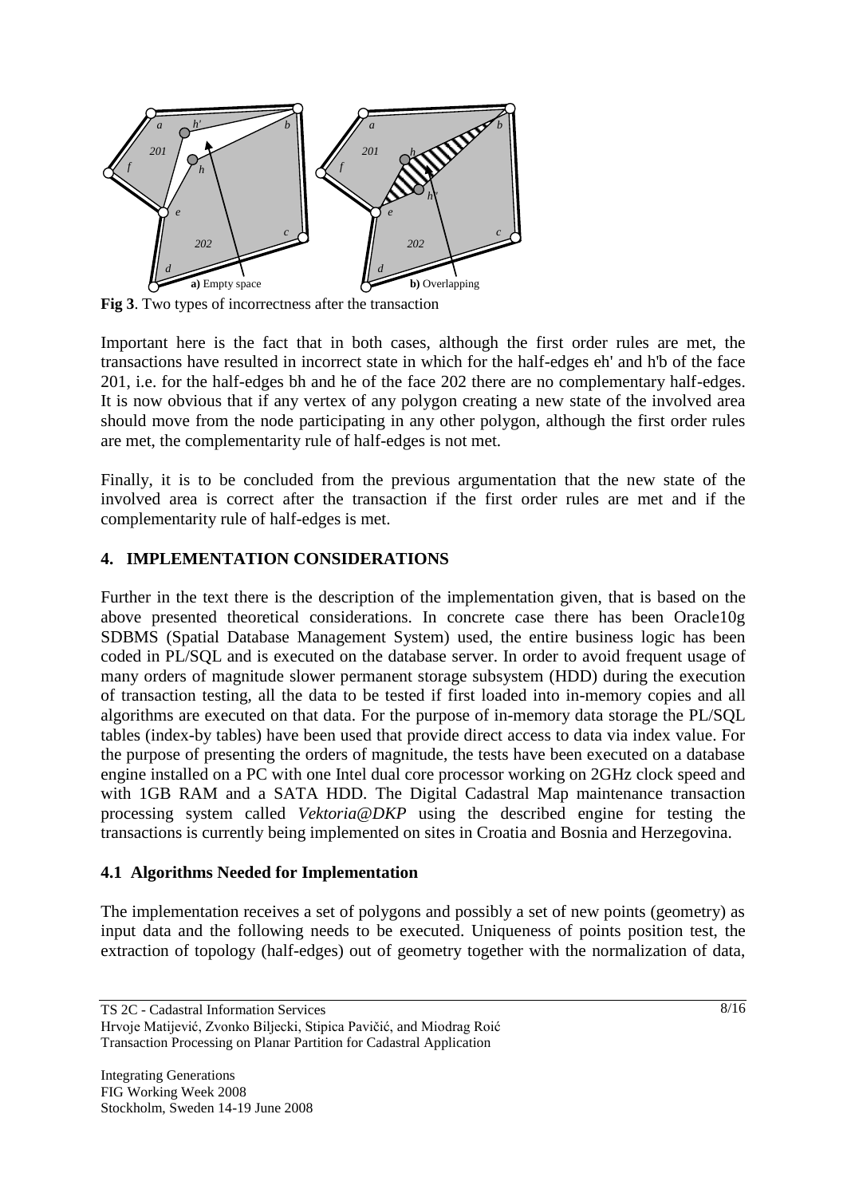**Fig 3**. Two types of incorrectness after the transaction

Important here is the fact that in both cases, although the first order rules are met, the transactions have resulted in incorrect state in which for the half-edges eh' and h'b of the face 201, i.e. for the half-edges bh and he of the face 202 there are no complementary half-edges. It is now obvious that if any vertex of any polygon creating a new state of the involved area should move from the node participating in any other polygon, although the first order rules are met, the complementarity rule of half-edges is not met.

Finally, it is to be concluded from the previous argumentation that the new state of the involved area is correct after the transaction if the first order rules are met and if the complementarity rule of half-edges is met.

## 4. IMPLEMENTATION CONSIDERATIONS

Further in the text there is the description of the implementation given, that is based on the above presented theoretical considerations. In concrete case there has been Oracle10g SDBMS (Spatial Database Management System) used, the entire business logic has been coded in PL/SQL and is executed on the database server. In order to avoid frequent usage of many orders of magnitude slower permanent storage subsystem (HDD) during the execution of transaction testing, all the data to be tested if first loaded into in-memory copies and all algorithms are executed on that data. For the purpose of in-memory data storage the PL/SQL tables (index-by tables) have been used that provide direct access to data via index value. For the purpose of presenting the orders of magnitude, the tests have been executed on a database engine installed on a PC with one Intel dual core processor working on 2GHz clock speed and with 1GB RAM and a SATA HDD. The Digital Cadastral Map maintenance transaction processing system called *Vektoria@DKP* using the described engine for testing the transactions is currently being implemented on sites in Croatia and Bosnia and Herzegovina.

### 4.1 Algorithms Needed for Implementation

The implementation receives a set of polygons and possibly a set of new points (geometry) as input data and the following needs to be executed. Uniqueness of points position test, the extraction of topology (half-edges) out of geometry together with the normalization of data,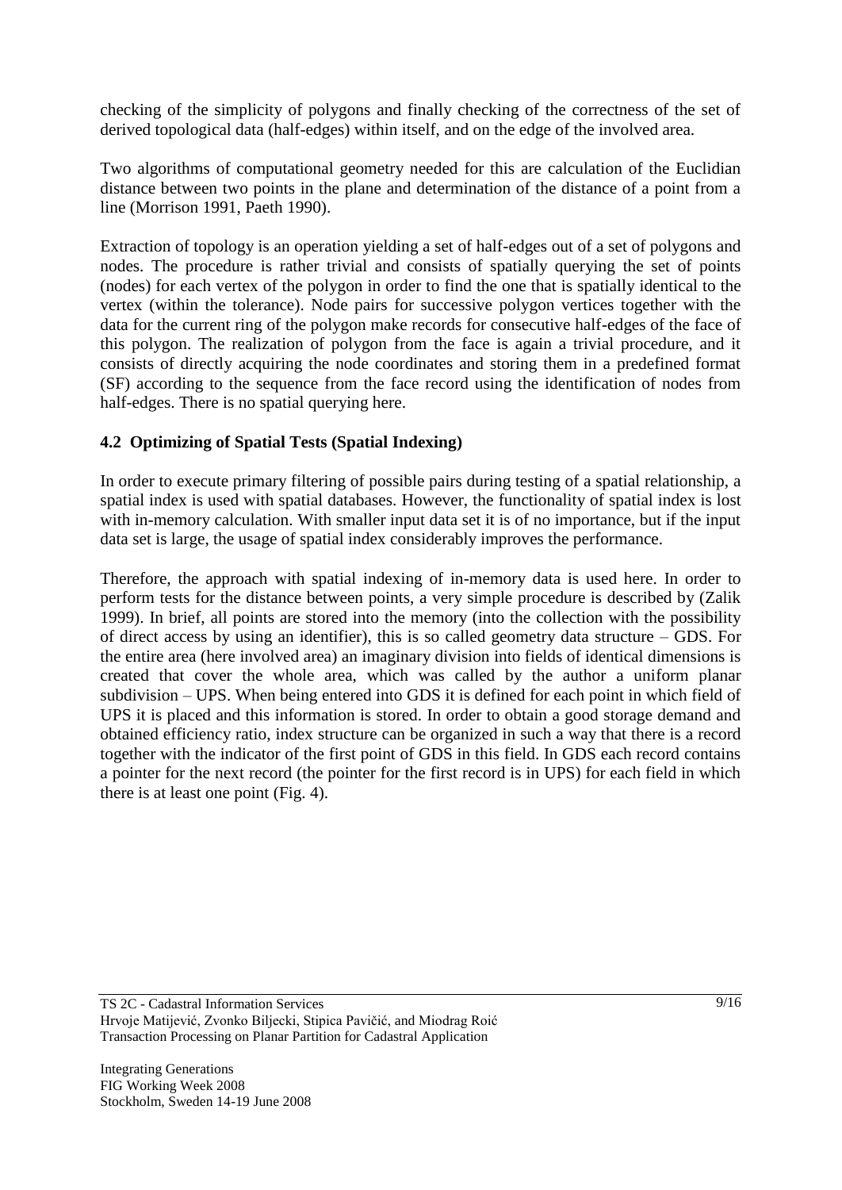checking of the simplicity of polygons and finally checking of the correctness of the set of derived topological data (half-edges) within itself, and on the edge of the involved area.

Two algorithms of computational geometry needed for this are calculation of the Euclidian distance between two points in the plane and determination of the distance of a point from a line (Morrison 1991, Paeth 1990).

Extraction of topology is an operation yielding a set of half-edges out of a set of polygons and nodes. The procedure is rather trivial and consists of spatially querying the set of points (nodes) for each vertex of the polygon in order to find the one that is spatially identical to the vertex (within the tolerance). Node pairs for successive polygon vertices together with the data for the current ring of the polygon make records for consecutive half-edges of the face of this polygon. The realization of polygon from the face is again a trivial procedure, and it consists of directly acquiring the node coordinates and storing them in a predefined format (SF) according to the sequence from the face record using the identification of nodes from half-edges. There is no spatial querying here.

### 4.2 Optimizing of Spatial Tests (Spatial Indexing)

In order to execute primary filtering of possible pairs during testing of a spatial relationship, a spatial index is used with spatial databases. However, the functionality of spatial index is lost with in-memory calculation. With smaller input data set it is of no importance, but if the input data set is large, the usage of spatial index considerably improves the performance.

Therefore, the approach with spatial indexing of in-memory data is used here. In order to perform tests for the distance between points, a very simple procedure is described by (Zalik 1999). In brief, all points are stored into the memory (into the collection with the possibility of direct access by using an identifier), this is so called geometry data structure – GDS. For the entire area (here involved area) an imaginary division into fields of identical dimensions is created that cover the whole area, which was called by the author a uniform planar subdivision – UPS. When being entered into GDS it is defined for each point in which field of UPS it is placed and this information is stored. In order to obtain a good storage demand and obtained efficiency ratio, index structure can be organized in such a way that there is a record together with the indicator of the first point of GDS in this field. In GDS each record contains a pointer for the next record (the pointer for the first record is in UPS) for each field in which there is at least one point (Fig. 4).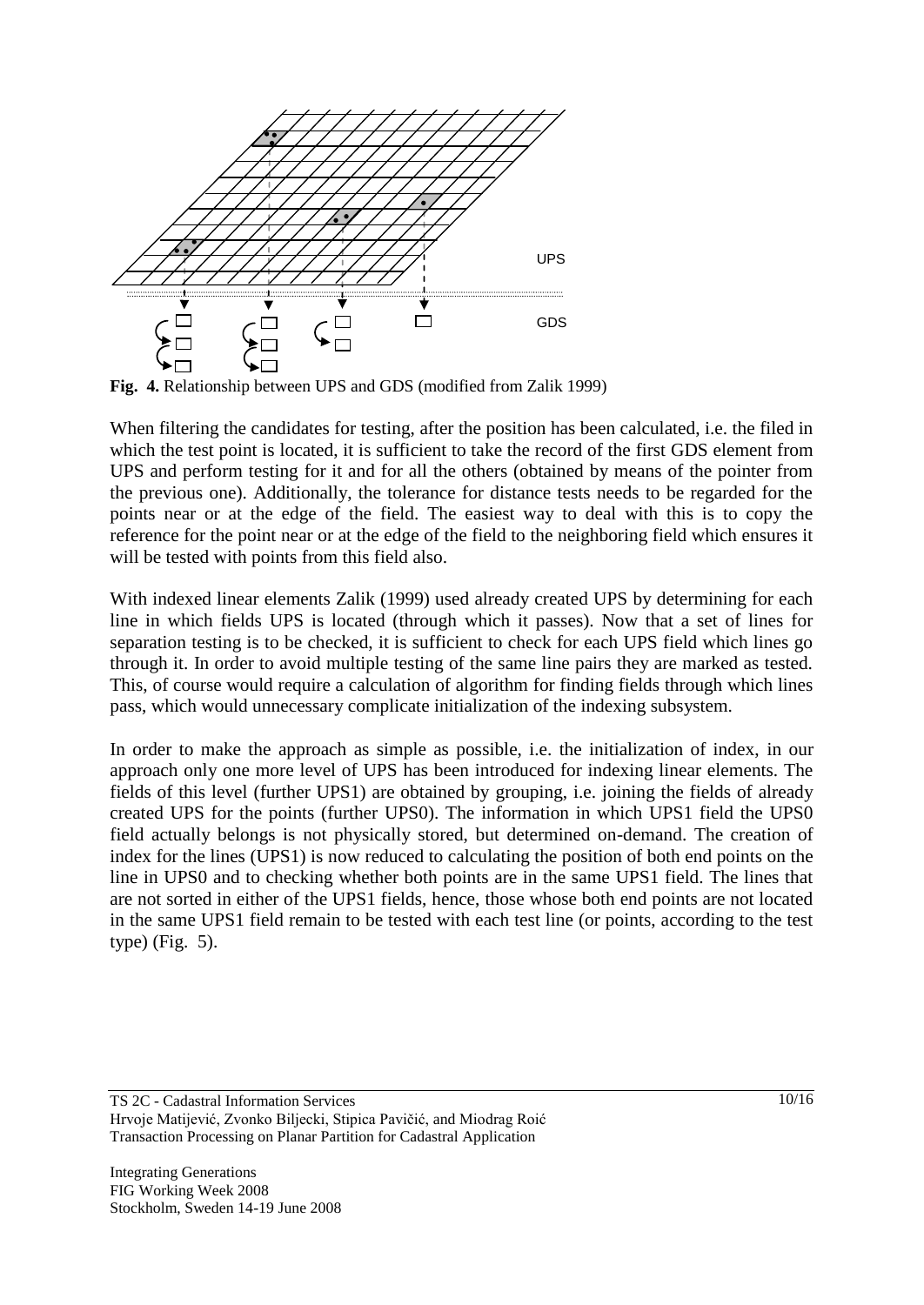**Fig. 4.** Relationship between UPS and GDS (modified from Zalik 1999)

When filtering the candidates for testing, after the position has been calculated, i.e. the filed in which the test point is located, it is sufficient to take the record of the first GDS element from UPS and perform testing for it and for all the others (obtained by means of the pointer from the previous one). Additionally, the tolerance for distance tests needs to be regarded for the points near or at the edge of the field. The easiest way to deal with this is to copy the reference for the point near or at the edge of the field to the neighboring field which ensures it will be tested with points from this field also.

With indexed linear elements Zalik (1999) used already created UPS by determining for each line in which fields UPS is located (through which it passes). Now that a set of lines for separation testing is to be checked, it is sufficient to check for each UPS field which lines go through it. In order to avoid multiple testing of the same line pairs they are marked as tested. This, of course would require a calculation of algorithm for finding fields through which lines pass, which would unnecessary complicate initialization of the indexing subsystem.

In order to make the approach as simple as possible, i.e. the initialization of index, in our approach only one more level of UPS has been introduced for indexing linear elements. The fields of this level (further UPS1) are obtained by grouping, i.e. joining the fields of already created UPS for the points (further UPS0). The information in which UPS1 field the UPS0 field actually belongs is not physically stored, but determined on-demand. The creation of index for the lines (UPS1) is now reduced to calculating the position of both end points on the line in UPS0 and to checking whether both points are in the same UPS1 field. The lines that are not sorted in either of the UPS1 fields, hence, those whose both end points are not located in the same UPS1 field remain to be tested with each test line (or points, according to the test type) (Fig. 5).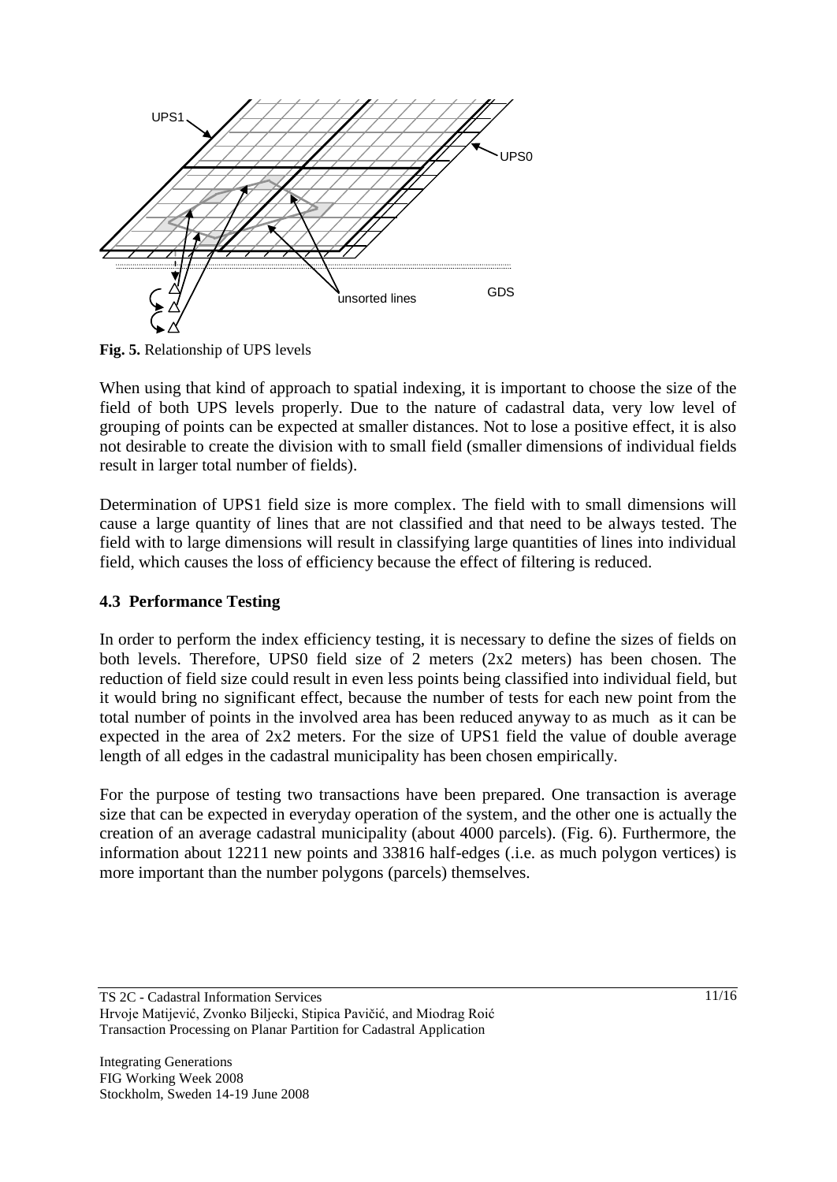Fig. 5. Relationship of UPS levels

When using that kind of approach to spatial indexing, it is important to choose the size of the field of both UPS levels properly. Due to the nature of cadastral data, very low level of grouping of points can be expected at smaller distances. Not to lose a positive effect, it is also not desirable to create the division with to small field (smaller dimensions of individual fields result in larger total number of fields).

Determination of UPS1 field size is more complex. The field with to small dimensions will cause a large quantity of lines that are not classified and that need to be always tested. The field with to large dimensions will result in classifying large quantities of lines into individual field, which causes the loss of efficiency because the effect of filtering is reduced.

### 4.3 Performance Testing

In order to perform the index efficiency testing, it is necessary to define the sizes of fields on both levels. Therefore, UPS0 field size of 2 meters (2x2 meters) has been chosen. The reduction of field size could result in even less points being classified into individual field, but it would bring no significant effect, because the number of tests for each new point from the total number of points in the involved area has been reduced anyway to as much as it can be expected in the area of 2x2 meters. For the size of UPS1 field the value of double average length of all edges in the cadastral municipality has been chosen empirically.

For the purpose of testing two transactions have been prepared. One transaction is average size that can be expected in everyday operation of the system, and the other one is actually the creation of an average cadastral municipality (about 4000 parcels). (Fig. 6). Furthermore, the information about 12211 new points and 33816 half-edges (.i.e. as much polygon vertices) is more important than the number polygons (parcels) themselves.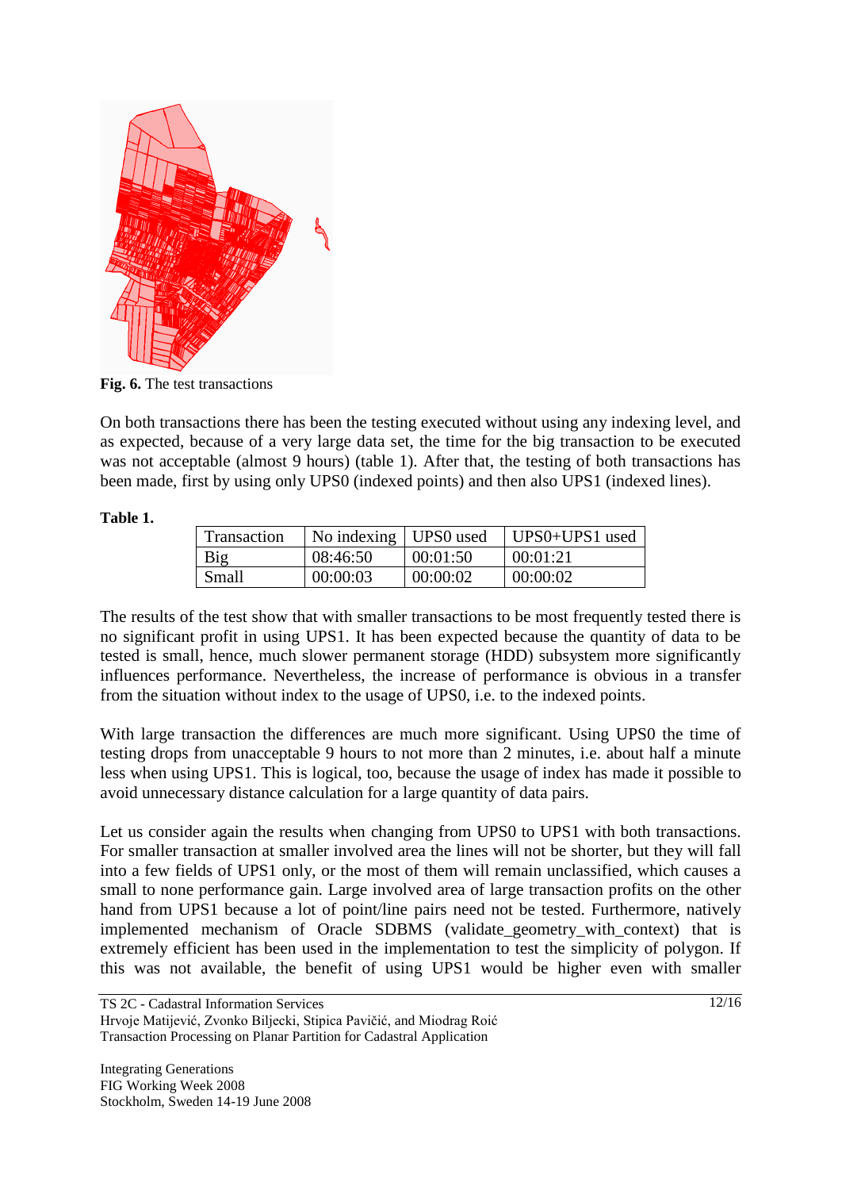**Fig. 6.** The test transactions

On both transactions there has been the testing executed without using any indexing level, and as expected, because of a very large data set, the time for the big transaction to be executed was not acceptable (almost 9 hours) (table 1). After that, the testing of both transactions has been made, first by using only UPS0 (indexed points) and then also UPS1 (indexed lines).

**Table 1.**

| Transaction | No indexing | UPS0 used | UPS0+UPS1 used |
|---|---|---|---|
| Big | 08:46:50 | 00:01:50 | 00:01:21 |
| Small | 00:00:03 | 00:00:02 | 00:00:02 |

The results of the test show that with smaller transactions to be most frequently tested there is no significant profit in using UPS1. It has been expected because the quantity of data to be tested is small, hence, much slower permanent storage (HDD) subsystem more significantly influences performance. Nevertheless, the increase of performance is obvious in a transfer from the situation without index to the usage of UPS0, i.e. to the indexed points.

With large transaction the differences are much more significant. Using UPS0 the time of testing drops from unacceptable 9 hours to not more than 2 minutes, i.e. about half a minute less when using UPS1. This is logical, too, because the usage of index has made it possible to avoid unnecessary distance calculation for a large quantity of data pairs.

Let us consider again the results when changing from UPS0 to UPS1 with both transactions. For smaller transaction at smaller involved area the lines will not be shorter, but they will fall into a few fields of UPS1 only, or the most of them will remain unclassified, which causes a small to none performance gain. Large involved area of large transaction profits on the other hand from UPS1 because a lot of point/line pairs need not be tested. Furthermore, natively implemented mechanism of Oracle SDBMS (validate_geometry_with_context) that is extremely efficient has been used in the implementation to test the simplicity of polygon. If this was not available, the benefit of using UPS1 would be higher even with smaller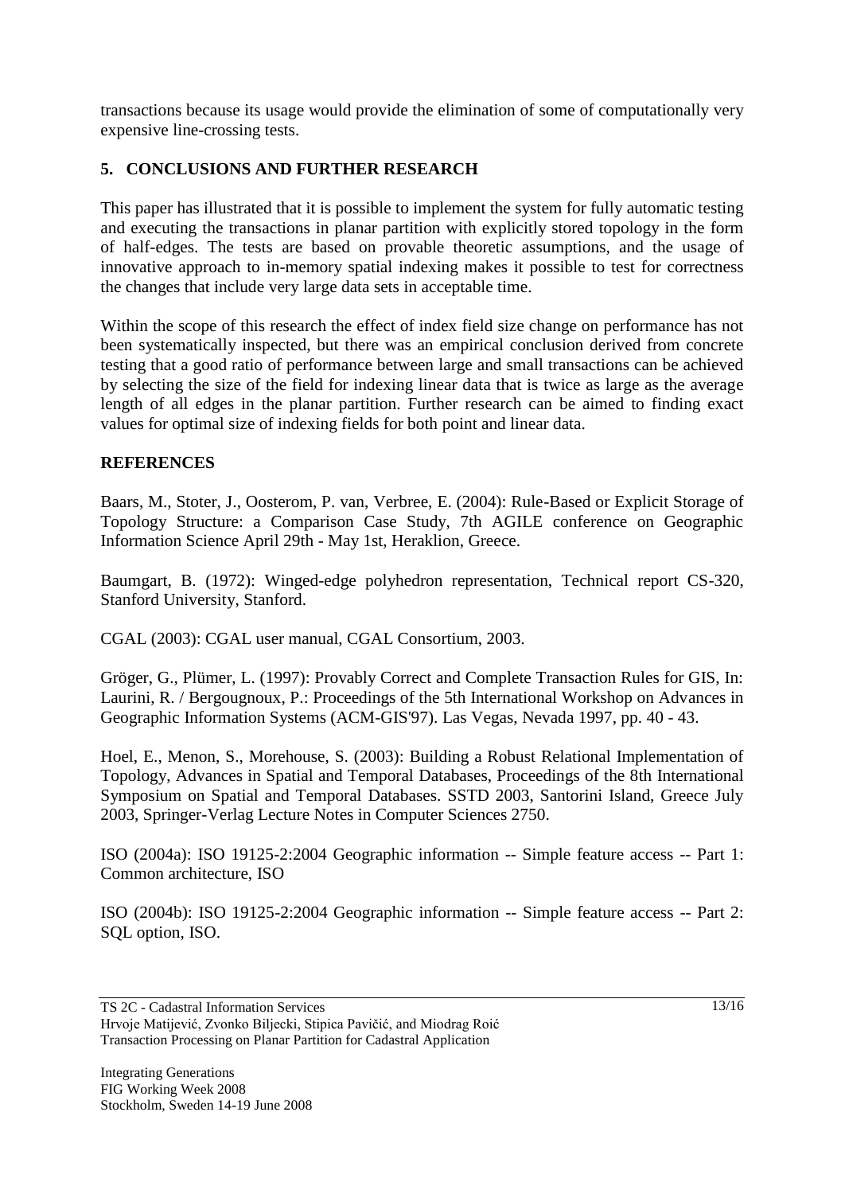transactions because its usage would provide the elimination of some of computationally very expensive line-crossing tests.

## 5. CONCLUSIONS AND FURTHER RESEARCH

This paper has illustrated that it is possible to implement the system for fully automatic testing and executing the transactions in planar partition with explicitly stored topology in the form of half-edges. The tests are based on provable theoretic assumptions, and the usage of innovative approach to in-memory spatial indexing makes it possible to test for correctness the changes that include very large data sets in acceptable time.

Within the scope of this research the effect of index field size change on performance has not been systematically inspected, but there was an empirical conclusion derived from concrete testing that a good ratio of performance between large and small transactions can be achieved by selecting the size of the field for indexing linear data that is twice as large as the average length of all edges in the planar partition. Further research can be aimed to finding exact values for optimal size of indexing fields for both point and linear data.

## REFERENCES

Baars, M., Stoter, J., Oosterom, P. van, Verbree, E. (2004): Rule-Based or Explicit Storage of Topology Structure: a Comparison Case Study, 7th AGILE conference on Geographic Information Science April 29th - May 1st, Heraklion, Greece.

Baumgart, B. (1972): Winged-edge polyhedron representation, Technical report CS-320, Stanford University, Stanford.

CGAL (2003): CGAL user manual, CGAL Consortium, 2003.

Gröger, G., Plümer, L. (1997): Provably Correct and Complete Transaction Rules for GIS, In: Laurini, R. / Bergougnoux, P.: Proceedings of the 5th International Workshop on Advances in Geographic Information Systems (ACM-GIS'97). Las Vegas, Nevada 1997, pp. 40 - 43.

Hoel, E., Menon, S., Morehouse, S. (2003): Building a Robust Relational Implementation of Topology, Advances in Spatial and Temporal Databases, Proceedings of the 8th International Symposium on Spatial and Temporal Databases. SSTD 2003, Santorini Island, Greece July 2003, Springer-Verlag Lecture Notes in Computer Sciences 2750.

ISO (2004a): ISO 19125-2:2004 Geographic information -- Simple feature access -- Part 1: Common architecture, ISO

ISO (2004b): ISO 19125-2:2004 Geographic information -- Simple feature access -- Part 2: SQL option, ISO.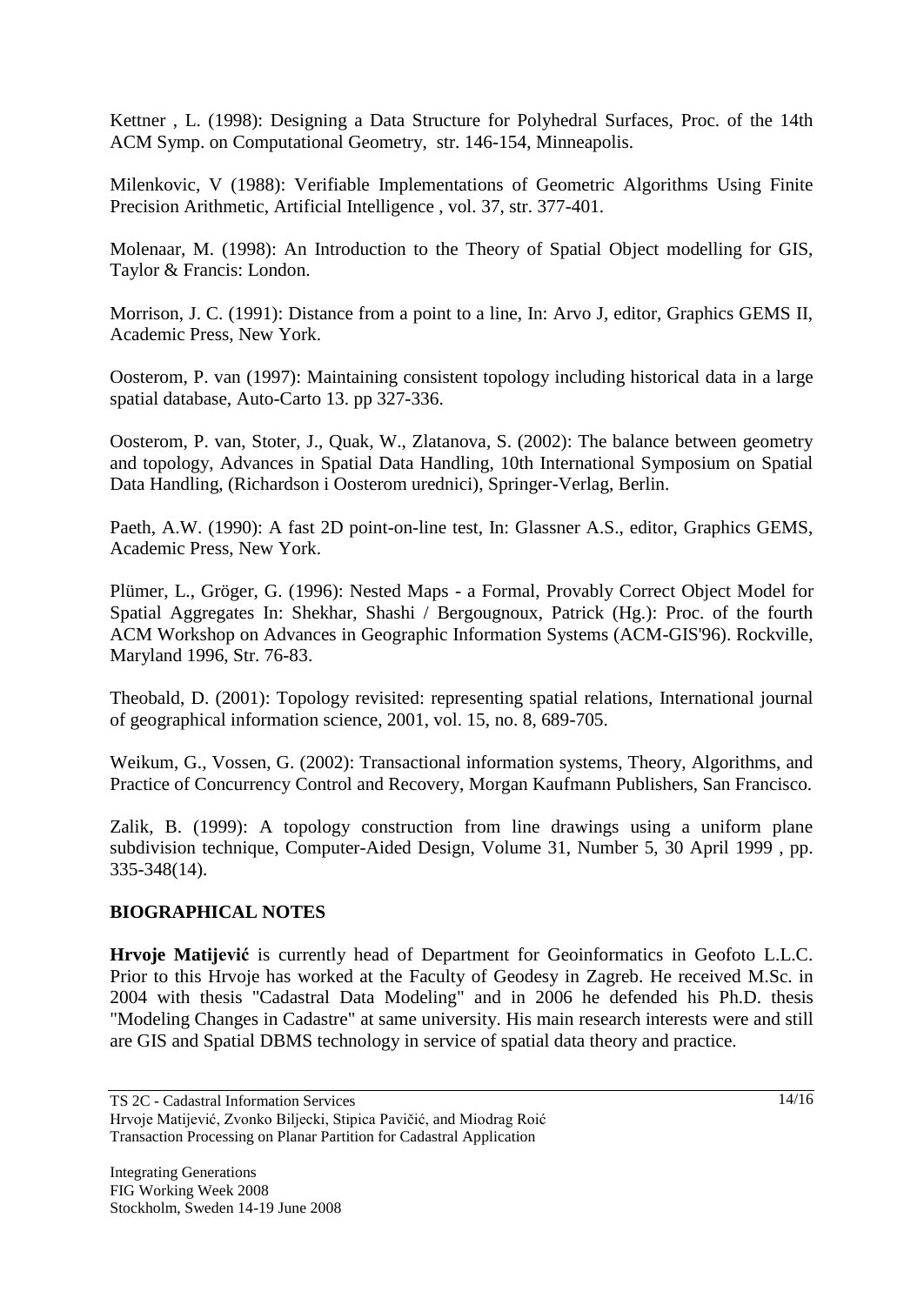Kettner , L. (1998): Designing a Data Structure for Polyhedral Surfaces, Proc. of the 14th ACM Symp. on Computational Geometry, str. 146-154, Minneapolis.

Milenkovic, V (1988): Verifiable Implementations of Geometric Algorithms Using Finite Precision Arithmetic, Artificial Intelligence , vol. 37, str. 377-401.

Molenaar, M. (1998): An Introduction to the Theory of Spatial Object modelling for GIS, Taylor & Francis: London.

Morrison, J. C. (1991): Distance from a point to a line, In: Arvo J, editor, Graphics GEMS II, Academic Press, New York.

Oosterom, P. van (1997): Maintaining consistent topology including historical data in a large spatial database, Auto-Carto 13. pp 327-336.

Oosterom, P. van, Stoter, J., Quak, W., Zlatanova, S. (2002): The balance between geometry and topology, Advances in Spatial Data Handling, 10th International Symposium on Spatial Data Handling, (Richardson i Oosterom urednici), Springer-Verlag, Berlin.

Paeth, A.W. (1990): A fast 2D point-on-line test, In: Glassner A.S., editor, Graphics GEMS, Academic Press, New York.

Plümer, L., Gröger, G. (1996): Nested Maps - a Formal, Provably Correct Object Model for Spatial Aggregates In: Shekhar, Shashi / Bergougnoux, Patrick (Hg.): Proc. of the fourth ACM Workshop on Advances in Geographic Information Systems (ACM-GIS'96). Rockville, Maryland 1996, Str. 76-83.

Theobald, D. (2001): Topology revisited: representing spatial relations, International journal of geographical information science, 2001, vol. 15, no. 8, 689-705.

Weikum, G., Vossen, G. (2002): Transactional information systems, Theory, Algorithms, and Practice of Concurrency Control and Recovery, Morgan Kaufmann Publishers, San Francisco.

Zalik, B. (1999): A topology construction from line drawings using a uniform plane subdivision technique, Computer-Aided Design, Volume 31, Number 5, 30 April 1999 , pp. 335-348(14).

## BIOGRAPHICAL NOTES

**Hrvoje Matijević** is currently head of Department for Geoinformatics in Geofoto L.L.C. Prior to this Hrvoje has worked at the Faculty of Geodesy in Zagreb. He received M.Sc. in 2004 with thesis "Cadastral Data Modeling" and in 2006 he defended his Ph.D. thesis "Modeling Changes in Cadastre" at same university. His main research interests were and still are GIS and Spatial DBMS technology in service of spatial data theory and practice.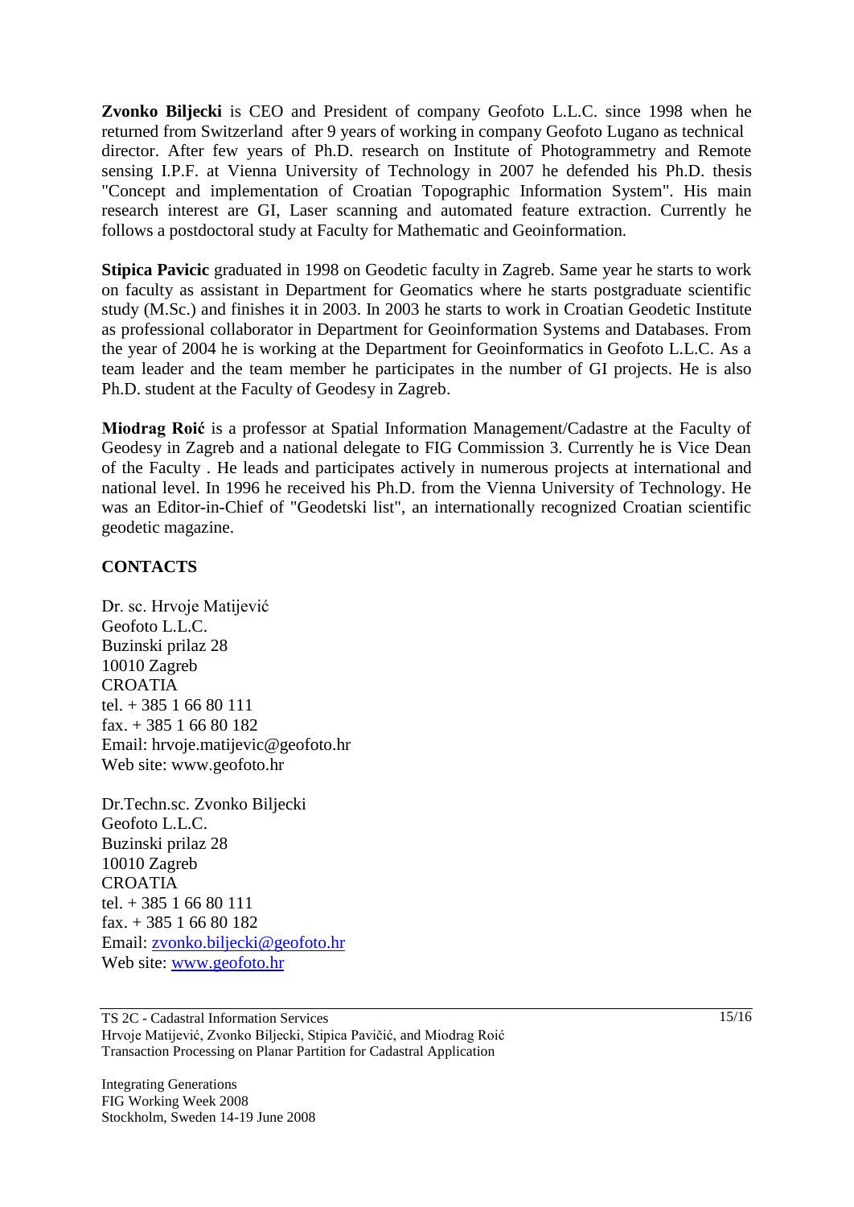**Zvonko Biljecki** is CEO and President of company Geofoto L.L.C. since 1998 when he returned from Switzerland after 9 years of working in company Geofoto Lugano as technical director. After few years of Ph.D. research on Institute of Photogrammetry and Remote sensing I.P.F. at Vienna University of Technology in 2007 he defended his Ph.D. thesis "Concept and implementation of Croatian Topographic Information System". His main research interest are GI, Laser scanning and automated feature extraction. Currently he follows a postdoctoral study at Faculty for Mathematic and Geoinformation.

**Stipica Pavicic** graduated in 1998 on Geodetic faculty in Zagreb. Same year he starts to work on faculty as assistant in Department for Geomatics where he starts postgraduate scientific study (M.Sc.) and finishes it in 2003. In 2003 he starts to work in Croatian Geodetic Institute as professional collaborator in Department for Geoinformation Systems and Databases. From the year of 2004 he is working at the Department for Geoinformatics in Geofoto L.L.C. As a team leader and the team member he participates in the number of GI projects. He is also Ph.D. student at the Faculty of Geodesy in Zagreb.

**Miodrag Roić** is a professor at Spatial Information Management/Cadastre at the Faculty of Geodesy in Zagreb and a national delegate to FIG Commission 3. Currently he is Vice Dean of the Faculty . He leads and participates actively in numerous projects at international and national level. In 1996 he received his Ph.D. from the Vienna University of Technology. He was an Editor-in-Chief of "Geodetski list", an internationally recognized Croatian scientific geodetic magazine.

## CONTACTS

Dr. sc. Hrvoje Matijević
Geofoto L.L.C.
Buzinski prilaz 28
10010 Zagreb
CROATIA
tel. + 385 1 66 80 111
fax. + 385 1 66 80 182
Email: hrvoje.matijevic@geofoto.hr
Web site: www.geofoto.hr

Dr.Techn.sc. Zvonko Biljecki
Geofoto L.L.C.
Buzinski prilaz 28
10010 Zagreb
CROATIA
tel. + 385 1 66 80 111
fax. + 385 1 66 80 182
Email: zvonko.biljecki@geofoto.hr
Web site: www.geofoto.hr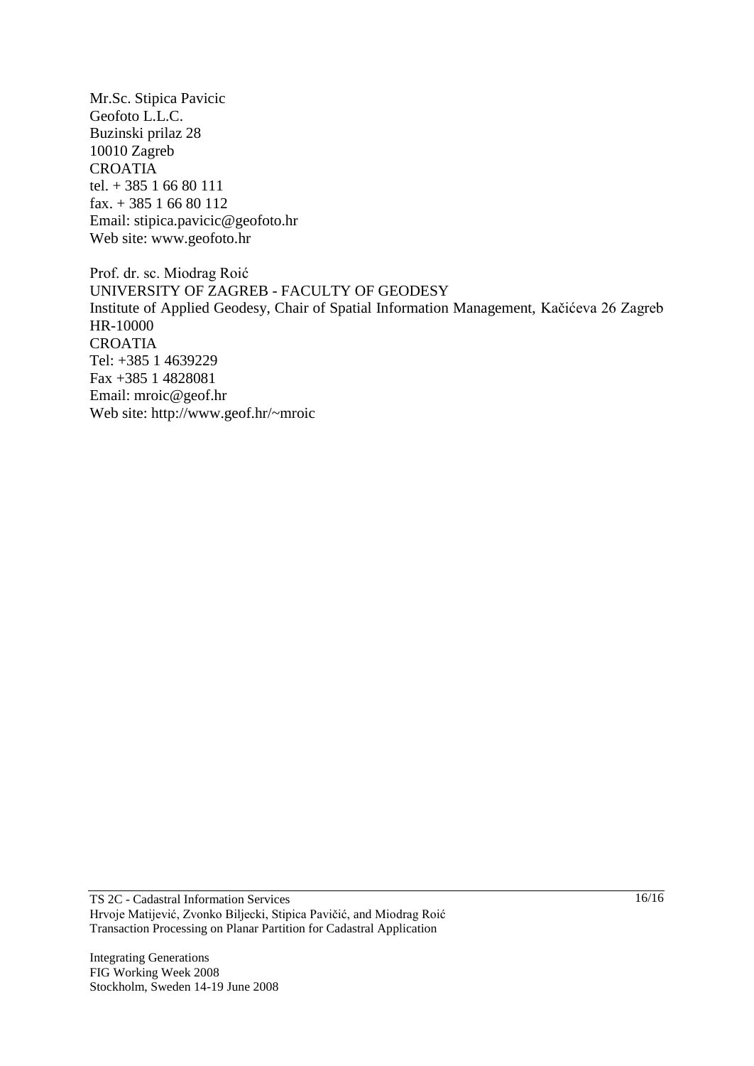Mr.Sc. Stipica Pavicic
Geofoto L.L.C.
Buzinski prilaz 28
10010 Zagreb
CROATIA
tel. + 385 1 66 80 111
fax. + 385 1 66 80 112
Email: stipica.pavicic@geofoto.hr
Web site: www.geofoto.hr

Prof. dr. sc. Miodrag Roić
UNIVERSITY OF ZAGREB - FACULTY OF GEODESY
Institute of Applied Geodesy, Chair of Spatial Information Management, Kačićeva 26 Zagreb
HR-10000
CROATIA
Tel: +385 1 4639229
Fax +385 1 4828081
Email: mroic@geof.hr
Web site: http://www.geof.hr/~mroic